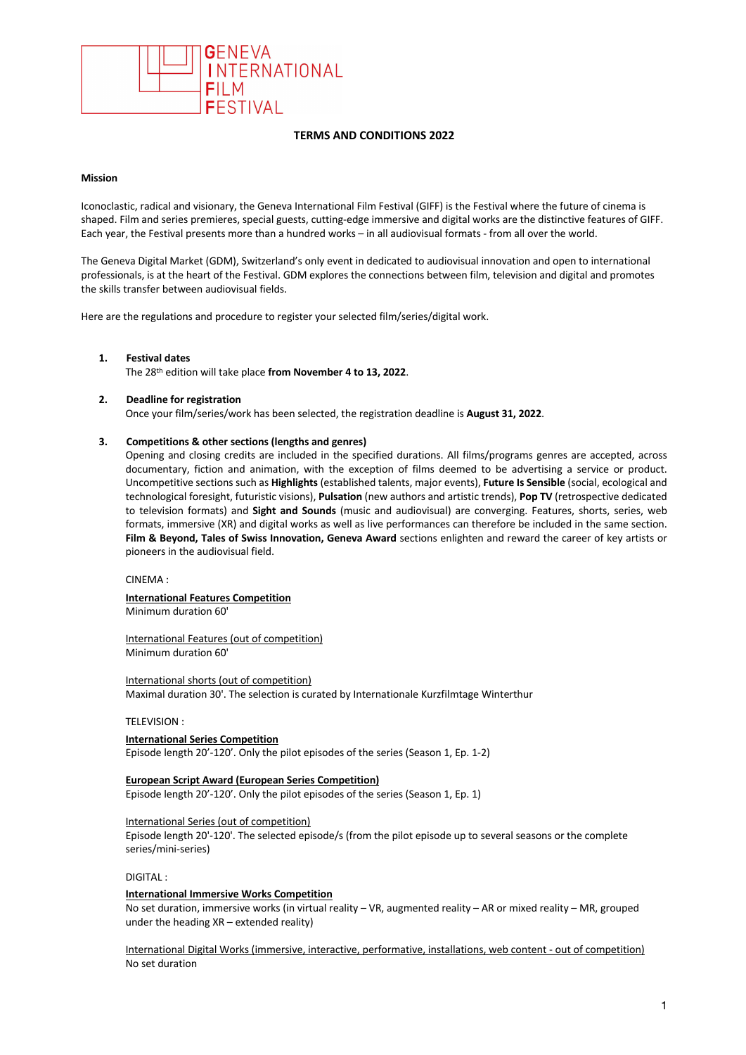GENEVA INTERNATIONAL FILM FESTIVAL

# TERMS AND CONDITIONS 2022

**Mission**

Iconoclastic, radical and visionary, the Geneva International Film Festival (GIFF) is the Festival where the future of cinema is shaped. Film and series premieres, special guests, cutting-edge immersive and digital works are the distinctive features of GIFF. Each year, the Festival presents more than a hundred works – in all audiovisual formats - from all over the world.

The Geneva Digital Market (GDM), Switzerland's only event in dedicated to audiovisual innovation and open to international professionals, is at the heart of the Festival. GDM explores the connections between film, television and digital and promotes the skills transfer between audiovisual fields.

Here are the regulations and procedure to register your selected film/series/digital work.

1. **Festival dates**
   The 28th edition will take place **from November 4 to 13, 2022**.

2. **Deadline for registration**
   Once your film/series/work has been selected, the registration deadline is **August 31, 2022**.

3. **Competitions & other sections (lengths and genres)**
   Opening and closing credits are included in the specified durations. All films/programs genres are accepted, across documentary, fiction and animation, with the exception of films deemed to be advertising a service or product. Uncompetitive sections such as **Highlights** (established talents, major events), **Future Is Sensible** (social, ecological and technological foresight, futuristic visions), **Pulsation** (new authors and artistic trends), **Pop TV** (retrospective dedicated to television formats) and **Sight and Sounds** (music and audiovisual) are converging. Features, shorts, series, web formats, immersive (XR) and digital works as well as live performances can therefore be included in the same section. **Film & Beyond, Tales of Swiss Innovation, Geneva Award** sections enlighten and reward the career of key artists or pioneers in the audiovisual field.

   CINEMA :

   **International Features Competition**
   Minimum duration 60'

   International Features (out of competition)
   Minimum duration 60'

   International shorts (out of competition)
   Maximal duration 30'. The selection is curated by Internationale Kurzfilmtage Winterthur

   TELEVISION :

   **International Series Competition**
   Episode length 20'-120'. Only the pilot episodes of the series (Season 1, Ep. 1-2)

   **European Script Award (European Series Competition)**
   Episode length 20'-120'. Only the pilot episodes of the series (Season 1, Ep. 1)

   International Series (out of competition)
   Episode length 20'-120'. The selected episode/s (from the pilot episode up to several seasons or the complete series/mini-series)

   DIGITAL :

   **International Immersive Works Competition**
   No set duration, immersive works (in virtual reality – VR, augmented reality – AR or mixed reality – MR, grouped under the heading XR – extended reality)

   International Digital Works (immersive, interactive, performative, installations, web content - out of competition)
   No set duration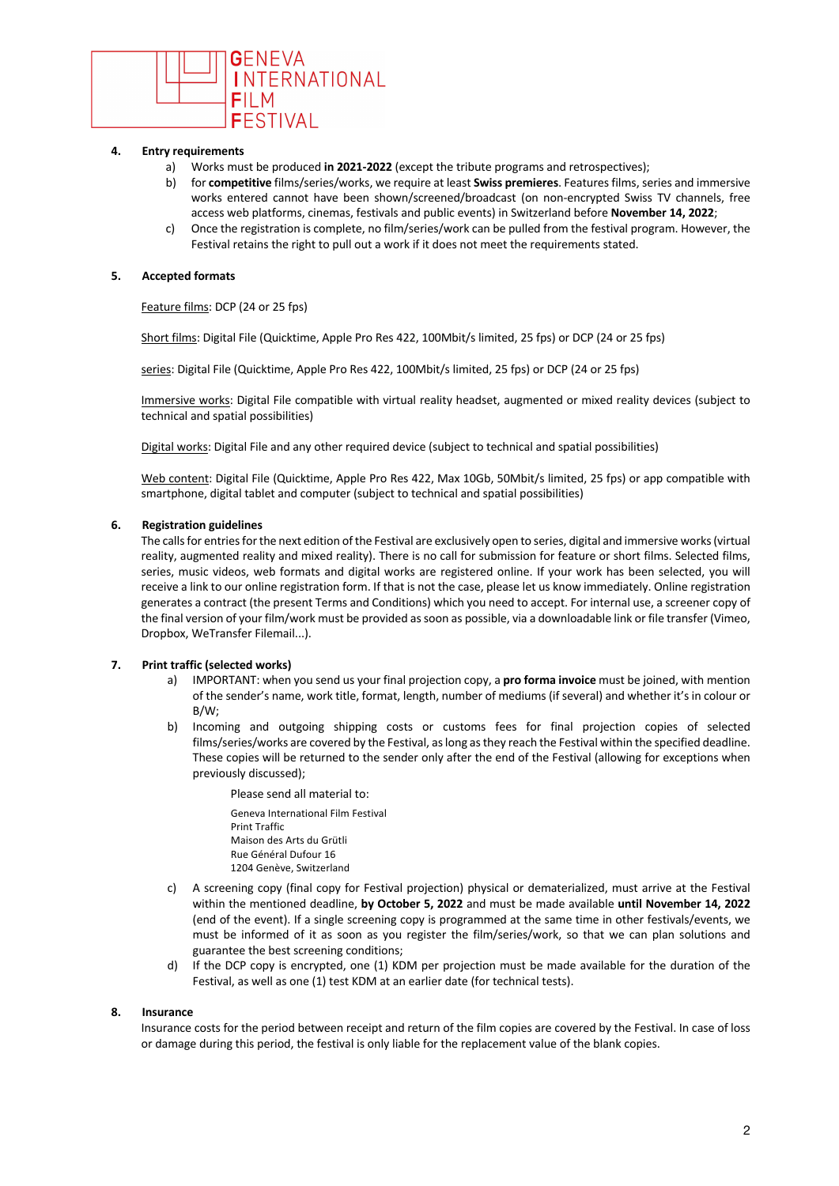**4. Entry requirements**

a) Works must be produced **in 2021-2022** (except the tribute programs and retrospectives);

b) for **competitive** films/series/works, we require at least **Swiss premieres**. Features films, series and immersive works entered cannot have been shown/screened/broadcast (on non-encrypted Swiss TV channels, free access web platforms, cinemas, festivals and public events) in Switzerland before **November 14, 2022**;

c) Once the registration is complete, no film/series/work can be pulled from the festival program. However, the Festival retains the right to pull out a work if it does not meet the requirements stated.

**5. Accepted formats**

Feature films: DCP (24 or 25 fps)

Short films: Digital File (Quicktime, Apple Pro Res 422, 100Mbit/s limited, 25 fps) or DCP (24 or 25 fps)

series: Digital File (Quicktime, Apple Pro Res 422, 100Mbit/s limited, 25 fps) or DCP (24 or 25 fps)

Immersive works: Digital File compatible with virtual reality headset, augmented or mixed reality devices (subject to technical and spatial possibilities)

Digital works: Digital File and any other required device (subject to technical and spatial possibilities)

Web content: Digital File (Quicktime, Apple Pro Res 422, Max 10Gb, 50Mbit/s limited, 25 fps) or app compatible with smartphone, digital tablet and computer (subject to technical and spatial possibilities)

**6. Registration guidelines**

The calls for entries for the next edition of the Festival are exclusively open to series, digital and immersive works (virtual reality, augmented reality and mixed reality). There is no call for submission for feature or short films. Selected films, series, music videos, web formats and digital works are registered online. If your work has been selected, you will receive a link to our online registration form. If that is not the case, please let us know immediately. Online registration generates a contract (the present Terms and Conditions) which you need to accept. For internal use, a screener copy of the final version of your film/work must be provided as soon as possible, via a downloadable link or file transfer (Vimeo, Dropbox, WeTransfer Filemail...).

**7. Print traffic (selected works)**

a) IMPORTANT: when you send us your final projection copy, a **pro forma invoice** must be joined, with mention of the sender's name, work title, format, length, number of mediums (if several) and whether it's in colour or B/W;

b) Incoming and outgoing shipping costs or customs fees for final projection copies of selected films/series/works are covered by the Festival, as long as they reach the Festival within the specified deadline. These copies will be returned to the sender only after the end of the Festival (allowing for exceptions when previously discussed);

Please send all material to:

Geneva International Film Festival
Print Traffic
Maison des Arts du Grütli
Rue Général Dufour 16
1204 Genève, Switzerland

c) A screening copy (final copy for Festival projection) physical or dematerialized, must arrive at the Festival within the mentioned deadline, **by October 5, 2022** and must be made available **until November 14, 2022** (end of the event). If a single screening copy is programmed at the same time in other festivals/events, we must be informed of it as soon as you register the film/series/work, so that we can plan solutions and guarantee the best screening conditions;

d) If the DCP copy is encrypted, one (1) KDM per projection must be made available for the duration of the Festival, as well as one (1) test KDM at an earlier date (for technical tests).

**8. Insurance**

Insurance costs for the period between receipt and return of the film copies are covered by the Festival. In case of loss or damage during this period, the festival is only liable for the replacement value of the blank copies.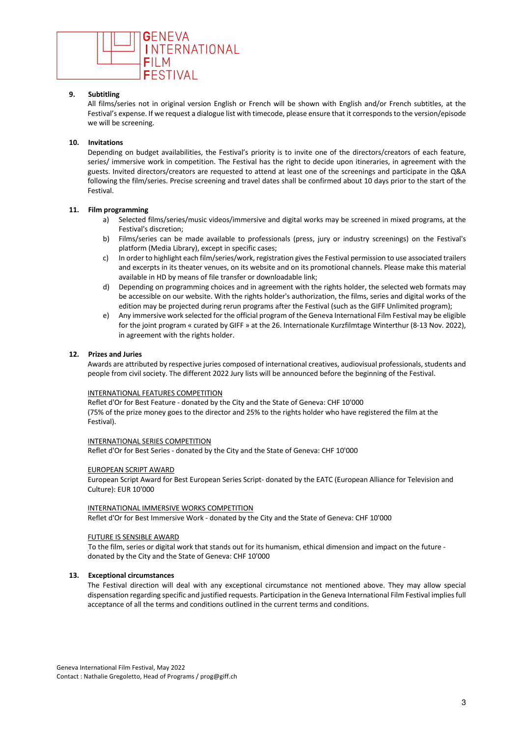**9. Subtitling**

All films/series not in original version English or French will be shown with English and/or French subtitles, at the Festival's expense. If we request a dialogue list with timecode, please ensure that it corresponds to the version/episode we will be screening.

**10. Invitations**

Depending on budget availabilities, the Festival's priority is to invite one of the directors/creators of each feature, series/ immersive work in competition. The Festival has the right to decide upon itineraries, in agreement with the guests. Invited directors/creators are requested to attend at least one of the screenings and participate in the Q&A following the film/series. Precise screening and travel dates shall be confirmed about 10 days prior to the start of the Festival.

**11. Film programming**

a) Selected films/series/music videos/immersive and digital works may be screened in mixed programs, at the Festival's discretion;

b) Films/series can be made available to professionals (press, jury or industry screenings) on the Festival's platform (Media Library), except in specific cases;

c) In order to highlight each film/series/work, registration gives the Festival permission to use associated trailers and excerpts in its theater venues, on its website and on its promotional channels. Please make this material available in HD by means of file transfer or downloadable link;

d) Depending on programming choices and in agreement with the rights holder, the selected web formats may be accessible on our website. With the rights holder's authorization, the films, series and digital works of the edition may be projected during rerun programs after the Festival (such as the GIFF Unlimited program);

e) Any immersive work selected for the official program of the Geneva International Film Festival may be eligible for the joint program « curated by GIFF » at the 26. Internationale Kurzfilmtage Winterthur (8-13 Nov. 2022), in agreement with the rights holder.

**12. Prizes and Juries**

Awards are attributed by respective juries composed of international creatives, audiovisual professionals, students and people from civil society. The different 2022 Jury lists will be announced before the beginning of the Festival.

<u>INTERNATIONAL FEATURES COMPETITION</u>
Reflet d'Or for Best Feature - donated by the City and the State of Geneva: CHF 10'000
(75% of the prize money goes to the director and 25% to the rights holder who have registered the film at the Festival).

<u>INTERNATIONAL SERIES COMPETITION</u>
Reflet d'Or for Best Series - donated by the City and the State of Geneva: CHF 10'000

<u>EUROPEAN SCRIPT AWARD</u>
European Script Award for Best European Series Script- donated by the EATC (European Alliance for Television and Culture): EUR 10'000

<u>INTERNATIONAL IMMERSIVE WORKS COMPETITION</u>
Reflet d'Or for Best Immersive Work - donated by the City and the State of Geneva: CHF 10'000

<u>FUTURE IS SENSIBLE AWARD</u>
To the film, series or digital work that stands out for its humanism, ethical dimension and impact on the future - donated by the City and the State of Geneva: CHF 10'000

**13. Exceptional circumstances**

The Festival direction will deal with any exceptional circumstance not mentioned above. They may allow special dispensation regarding specific and justified requests. Participation in the Geneva International Film Festival implies full acceptance of all the terms and conditions outlined in the current terms and conditions.

Geneva International Film Festival, May 2022
Contact : Nathalie Gregoletto, Head of Programs / prog@giff.ch